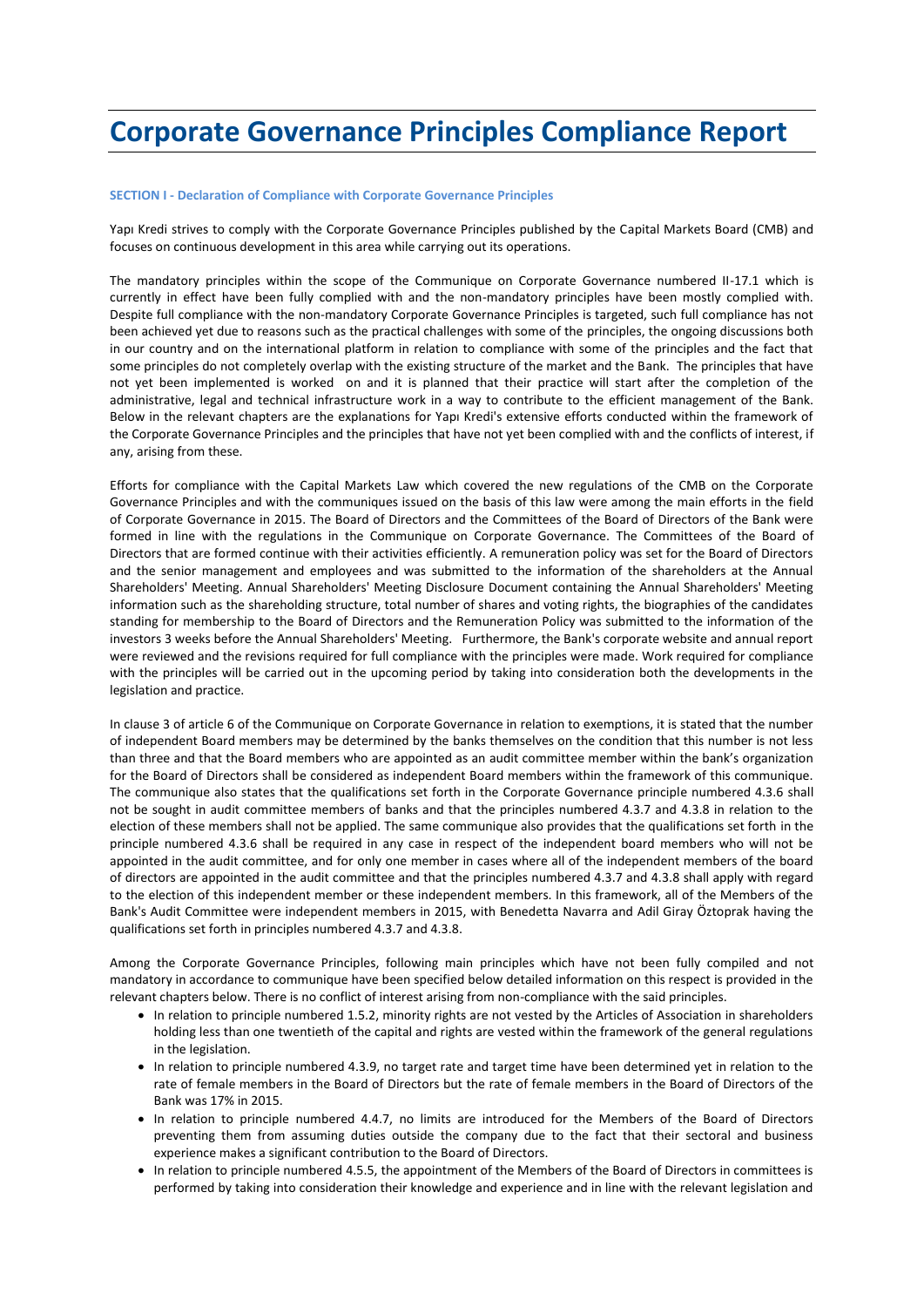# Corporate Governance Principles Compliance Report

**SECTION I - Declaration of Compliance with Corporate Governance Principles**

Yapı Kredi strives to comply with the Corporate Governance Principles published by the Capital Markets Board (CMB) and focuses on continuous development in this area while carrying out its operations.

The mandatory principles within the scope of the Communique on Corporate Governance numbered II-17.1 which is currently in effect have been fully complied with and the non-mandatory principles have been mostly complied with. Despite full compliance with the non-mandatory Corporate Governance Principles is targeted, such full compliance has not been achieved yet due to reasons such as the practical challenges with some of the principles, the ongoing discussions both in our country and on the international platform in relation to compliance with some of the principles and the fact that some principles do not completely overlap with the existing structure of the market and the Bank. The principles that have not yet been implemented is worked on and it is planned that their practice will start after the completion of the administrative, legal and technical infrastructure work in a way to contribute to the efficient management of the Bank. Below in the relevant chapters are the explanations for Yapı Kredi's extensive efforts conducted within the framework of the Corporate Governance Principles and the principles that have not yet been complied with and the conflicts of interest, if any, arising from these.

Efforts for compliance with the Capital Markets Law which covered the new regulations of the CMB on the Corporate Governance Principles and with the communiques issued on the basis of this law were among the main efforts in the field of Corporate Governance in 2015. The Board of Directors and the Committees of the Board of Directors of the Bank were formed in line with the regulations in the Communique on Corporate Governance. The Committees of the Board of Directors that are formed continue with their activities efficiently. A remuneration policy was set for the Board of Directors and the senior management and employees and was submitted to the information of the shareholders at the Annual Shareholders' Meeting. Annual Shareholders' Meeting Disclosure Document containing the Annual Shareholders' Meeting information such as the shareholding structure, total number of shares and voting rights, the biographies of the candidates standing for membership to the Board of Directors and the Remuneration Policy was submitted to the information of the investors 3 weeks before the Annual Shareholders' Meeting. Furthermore, the Bank's corporate website and annual report were reviewed and the revisions required for full compliance with the principles were made. Work required for compliance with the principles will be carried out in the upcoming period by taking into consideration both the developments in the legislation and practice.

In clause 3 of article 6 of the Communique on Corporate Governance in relation to exemptions, it is stated that the number of independent Board members may be determined by the banks themselves on the condition that this number is not less than three and that the Board members who are appointed as an audit committee member within the bank's organization for the Board of Directors shall be considered as independent Board members within the framework of this communique. The communique also states that the qualifications set forth in the Corporate Governance principle numbered 4.3.6 shall not be sought in audit committee members of banks and that the principles numbered 4.3.7 and 4.3.8 in relation to the election of these members shall not be applied. The same communique also provides that the qualifications set forth in the principle numbered 4.3.6 shall be required in any case in respect of the independent board members who will not be appointed in the audit committee, and for only one member in cases where all of the independent members of the board of directors are appointed in the audit committee and that the principles numbered 4.3.7 and 4.3.8 shall apply with regard to the election of this independent member or these independent members. In this framework, all of the Members of the Bank's Audit Committee were independent members in 2015, with Benedetta Navarra and Adil Giray Öztoprak having the qualifications set forth in principles numbered 4.3.7 and 4.3.8.

Among the Corporate Governance Principles, following main principles which have not been fully compiled and not mandatory in accordance to communique have been specified below detailed information on this respect is provided in the relevant chapters below. There is no conflict of interest arising from non-compliance with the said principles.

- In relation to principle numbered 1.5.2, minority rights are not vested by the Articles of Association in shareholders holding less than one twentieth of the capital and rights are vested within the framework of the general regulations in the legislation.
- In relation to principle numbered 4.3.9, no target rate and target time have been determined yet in relation to the rate of female members in the Board of Directors but the rate of female members in the Board of Directors of the Bank was 17% in 2015.
- In relation to principle numbered 4.4.7, no limits are introduced for the Members of the Board of Directors preventing them from assuming duties outside the company due to the fact that their sectoral and business experience makes a significant contribution to the Board of Directors.
- In relation to principle numbered 4.5.5, the appointment of the Members of the Board of Directors in committees is performed by taking into consideration their knowledge and experience and in line with the relevant legislation and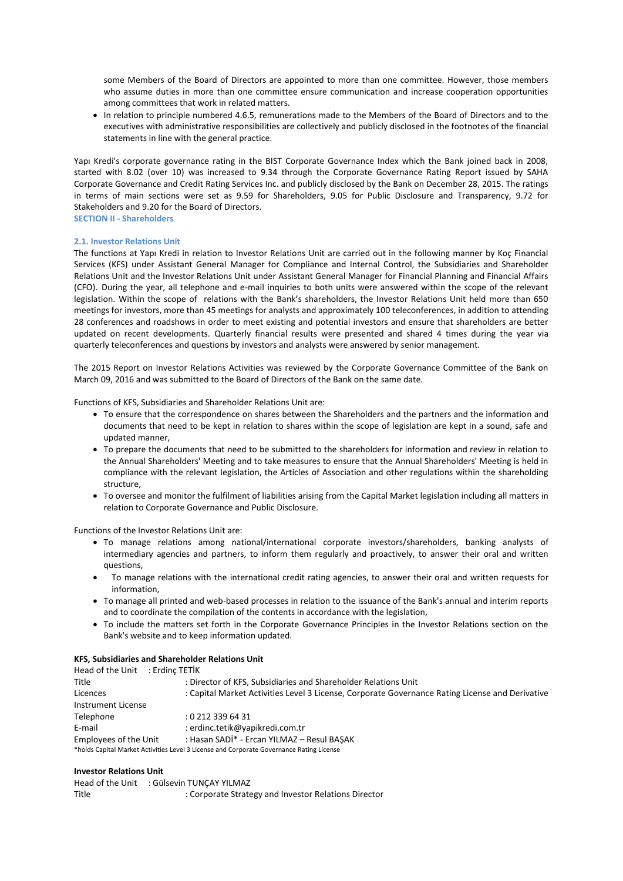some Members of the Board of Directors are appointed to more than one committee. However, those members who assume duties in more than one committee ensure communication and increase cooperation opportunities among committees that work in related matters.

- In relation to principle numbered 4.6.5, remunerations made to the Members of the Board of Directors and to the executives with administrative responsibilities are collectively and publicly disclosed in the footnotes of the financial statements in line with the general practice.

Yapı Kredi's corporate governance rating in the BIST Corporate Governance Index which the Bank joined back in 2008, started with 8.02 (over 10) was increased to 9.34 through the Corporate Governance Rating Report issued by SAHA Corporate Governance and Credit Rating Services Inc. and publicly disclosed by the Bank on December 28, 2015. The ratings in terms of main sections were set as 9.59 for Shareholders, 9.05 for Public Disclosure and Transparency, 9.72 for Stakeholders and 9.20 for the Board of Directors.

## SECTION II - Shareholders

### 2.1. Investor Relations Unit

The functions at Yapı Kredi in relation to Investor Relations Unit are carried out in the following manner by Koç Financial Services (KFS) under Assistant General Manager for Compliance and Internal Control, the Subsidiaries and Shareholder Relations Unit and the Investor Relations Unit under Assistant General Manager for Financial Planning and Financial Affairs (CFO). During the year, all telephone and e-mail inquiries to both units were answered within the scope of the relevant legislation. Within the scope of relations with the Bank's shareholders, the Investor Relations Unit held more than 650 meetings for investors, more than 45 meetings for analysts and approximately 100 teleconferences, in addition to attending 28 conferences and roadshows in order to meet existing and potential investors and ensure that shareholders are better updated on recent developments. Quarterly financial results were presented and shared 4 times during the year via quarterly teleconferences and questions by investors and analysts were answered by senior management.

The 2015 Report on Investor Relations Activities was reviewed by the Corporate Governance Committee of the Bank on March 09, 2016 and was submitted to the Board of Directors of the Bank on the same date.

Functions of KFS, Subsidiaries and Shareholder Relations Unit are:

- To ensure that the correspondence on shares between the Shareholders and the partners and the information and documents that need to be kept in relation to shares within the scope of legislation are kept in a sound, safe and updated manner,
- To prepare the documents that need to be submitted to the shareholders for information and review in relation to the Annual Shareholders' Meeting and to take measures to ensure that the Annual Shareholders' Meeting is held in compliance with the relevant legislation, the Articles of Association and other regulations within the shareholding structure,
- To oversee and monitor the fulfilment of liabilities arising from the Capital Market legislation including all matters in relation to Corporate Governance and Public Disclosure.

Functions of the Investor Relations Unit are:

- To manage relations among national/international corporate investors/shareholders, banking analysts of intermediary agencies and partners, to inform them regularly and proactively, to answer their oral and written questions,
- To manage relations with the international credit rating agencies, to answer their oral and written requests for information,
- To manage all printed and web-based processes in relation to the issuance of the Bank's annual and interim reports and to coordinate the compilation of the contents in accordance with the legislation,
- To include the matters set forth in the Corporate Governance Principles in the Investor Relations section on the Bank's website and to keep information updated.

**KFS, Subsidiaries and Shareholder Relations Unit**

Head of the Unit : Erdinç TETİK
Title : Director of KFS, Subsidiaries and Shareholder Relations Unit
Licences : Capital Market Activities Level 3 License, Corporate Governance Rating License and Derivative Instrument License
Telephone : 0 212 339 64 31
E-mail : erdinc.tetik@yapikredi.com.tr
Employees of the Unit : Hasan SADİ* - Ercan YILMAZ – Resul BAŞAK

*holds Capital Market Activities Level 3 License and Corporate Governance Rating License

**Investor Relations Unit**

Head of the Unit : Gülsevin TUNÇAY YILMAZ
Title : Corporate Strategy and Investor Relations Director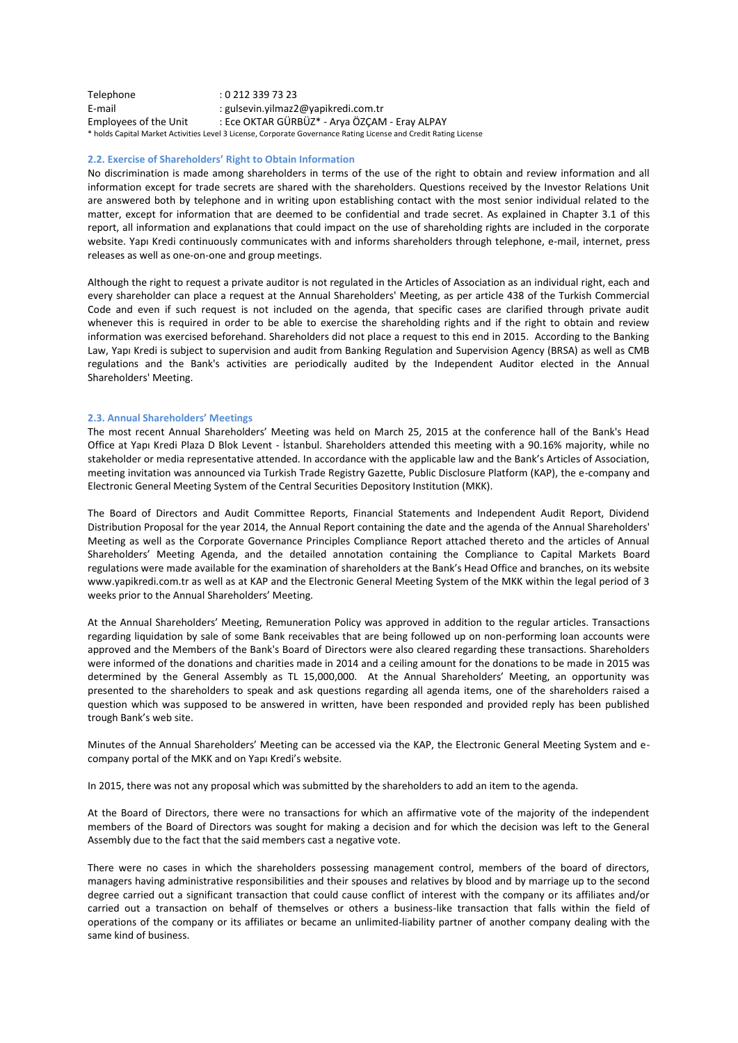| | |
|---|---|
| Telephone | : 0 212 339 73 23 |
| E-mail | : gulsevin.yilmaz2@yapikredi.com.tr |
| Employees of the Unit | : Ece OKTAR GÜRBÜZ* - Arya ÖZÇAM - Eray ALPAY |

\* holds Capital Market Activities Level 3 License, Corporate Governance Rating License and Credit Rating License

### 2.2. Exercise of Shareholders' Right to Obtain Information

No discrimination is made among shareholders in terms of the use of the right to obtain and review information and all information except for trade secrets are shared with the shareholders. Questions received by the Investor Relations Unit are answered both by telephone and in writing upon establishing contact with the most senior individual related to the matter, except for information that are deemed to be confidential and trade secret. As explained in Chapter 3.1 of this report, all information and explanations that could impact on the use of shareholding rights are included in the corporate website. Yapı Kredi continuously communicates with and informs shareholders through telephone, e-mail, internet, press releases as well as one-on-one and group meetings.

Although the right to request a private auditor is not regulated in the Articles of Association as an individual right, each and every shareholder can place a request at the Annual Shareholders' Meeting, as per article 438 of the Turkish Commercial Code and even if such request is not included on the agenda, that specific cases are clarified through private audit whenever this is required in order to be able to exercise the shareholding rights and if the right to obtain and review information was exercised beforehand. Shareholders did not place a request to this end in 2015. According to the Banking Law, Yapı Kredi is subject to supervision and audit from Banking Regulation and Supervision Agency (BRSA) as well as CMB regulations and the Bank's activities are periodically audited by the Independent Auditor elected in the Annual Shareholders' Meeting.

### 2.3. Annual Shareholders' Meetings

The most recent Annual Shareholders' Meeting was held on March 25, 2015 at the conference hall of the Bank's Head Office at Yapı Kredi Plaza D Blok Levent - İstanbul. Shareholders attended this meeting with a 90.16% majority, while no stakeholder or media representative attended. In accordance with the applicable law and the Bank's Articles of Association, meeting invitation was announced via Turkish Trade Registry Gazette, Public Disclosure Platform (KAP), the e-company and Electronic General Meeting System of the Central Securities Depository Institution (MKK).

The Board of Directors and Audit Committee Reports, Financial Statements and Independent Audit Report, Dividend Distribution Proposal for the year 2014, the Annual Report containing the date and the agenda of the Annual Shareholders' Meeting as well as the Corporate Governance Principles Compliance Report attached thereto and the articles of Annual Shareholders' Meeting Agenda, and the detailed annotation containing the Compliance to Capital Markets Board regulations were made available for the examination of shareholders at the Bank's Head Office and branches, on its website www.yapikredi.com.tr as well as at KAP and the Electronic General Meeting System of the MKK within the legal period of 3 weeks prior to the Annual Shareholders' Meeting.

At the Annual Shareholders' Meeting, Remuneration Policy was approved in addition to the regular articles. Transactions regarding liquidation by sale of some Bank receivables that are being followed up on non-performing loan accounts were approved and the Members of the Bank's Board of Directors were also cleared regarding these transactions. Shareholders were informed of the donations and charities made in 2014 and a ceiling amount for the donations to be made in 2015 was determined by the General Assembly as TL 15,000,000. At the Annual Shareholders' Meeting, an opportunity was presented to the shareholders to speak and ask questions regarding all agenda items, one of the shareholders raised a question which was supposed to be answered in written, have been responded and provided reply has been published trough Bank's web site.

Minutes of the Annual Shareholders' Meeting can be accessed via the KAP, the Electronic General Meeting System and e-company portal of the MKK and on Yapı Kredi's website.

In 2015, there was not any proposal which was submitted by the shareholders to add an item to the agenda.

At the Board of Directors, there were no transactions for which an affirmative vote of the majority of the independent members of the Board of Directors was sought for making a decision and for which the decision was left to the General Assembly due to the fact that the said members cast a negative vote.

There were no cases in which the shareholders possessing management control, members of the board of directors, managers having administrative responsibilities and their spouses and relatives by blood and by marriage up to the second degree carried out a significant transaction that could cause conflict of interest with the company or its affiliates and/or carried out a transaction on behalf of themselves or others a business-like transaction that falls within the field of operations of the company or its affiliates or became an unlimited-liability partner of another company dealing with the same kind of business.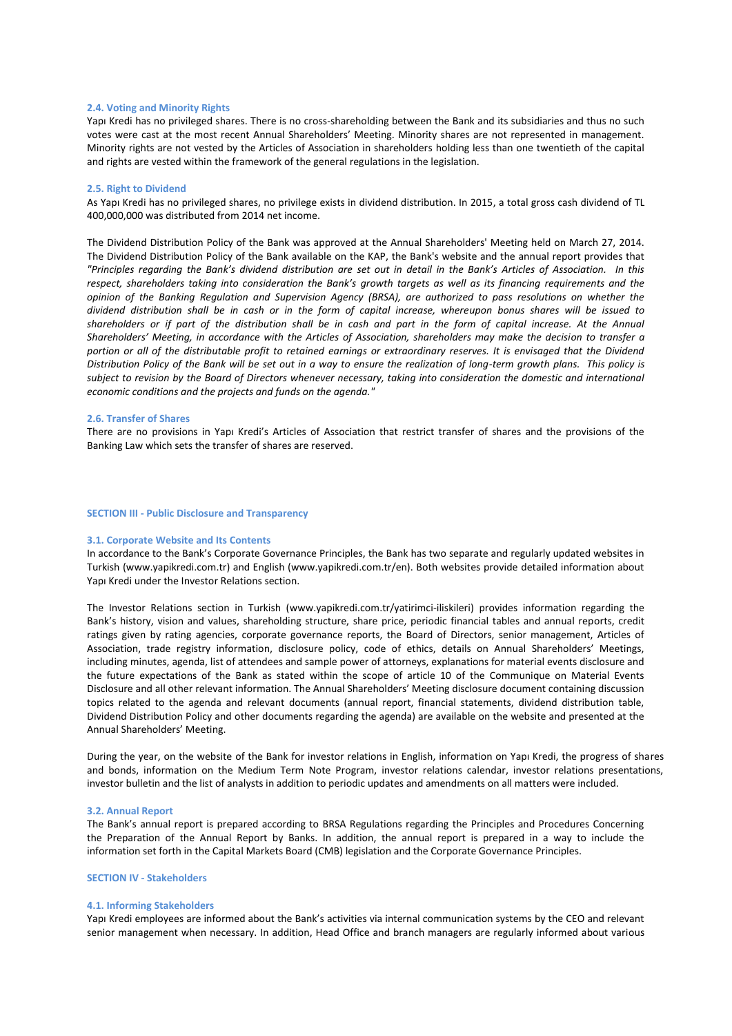### 2.4. Voting and Minority Rights

Yapı Kredi has no privileged shares. There is no cross-shareholding between the Bank and its subsidiaries and thus no such votes were cast at the most recent Annual Shareholders' Meeting. Minority shares are not represented in management. Minority rights are not vested by the Articles of Association in shareholders holding less than one twentieth of the capital and rights are vested within the framework of the general regulations in the legislation.

### 2.5. Right to Dividend

As Yapı Kredi has no privileged shares, no privilege exists in dividend distribution. In 2015, a total gross cash dividend of TL 400,000,000 was distributed from 2014 net income.

The Dividend Distribution Policy of the Bank was approved at the Annual Shareholders' Meeting held on March 27, 2014. The Dividend Distribution Policy of the Bank available on the KAP, the Bank's website and the annual report provides that *"Principles regarding the Bank's dividend distribution are set out in detail in the Bank's Articles of Association. In this respect, shareholders taking into consideration the Bank's growth targets as well as its financing requirements and the opinion of the Banking Regulation and Supervision Agency (BRSA), are authorized to pass resolutions on whether the dividend distribution shall be in cash or in the form of capital increase, whereupon bonus shares will be issued to shareholders or if part of the distribution shall be in cash and part in the form of capital increase. At the Annual Shareholders' Meeting, in accordance with the Articles of Association, shareholders may make the decision to transfer a portion or all of the distributable profit to retained earnings or extraordinary reserves. It is envisaged that the Dividend Distribution Policy of the Bank will be set out in a way to ensure the realization of long-term growth plans. This policy is subject to revision by the Board of Directors whenever necessary, taking into consideration the domestic and international economic conditions and the projects and funds on the agenda."*

### 2.6. Transfer of Shares

There are no provisions in Yapı Kredi's Articles of Association that restrict transfer of shares and the provisions of the Banking Law which sets the transfer of shares are reserved.

## SECTION III - Public Disclosure and Transparency

### 3.1. Corporate Website and Its Contents

In accordance to the Bank's Corporate Governance Principles, the Bank has two separate and regularly updated websites in Turkish (www.yapikredi.com.tr) and English (www.yapikredi.com.tr/en). Both websites provide detailed information about Yapı Kredi under the Investor Relations section.

The Investor Relations section in Turkish (www.yapikredi.com.tr/yatirimci-iliskileri) provides information regarding the Bank's history, vision and values, shareholding structure, share price, periodic financial tables and annual reports, credit ratings given by rating agencies, corporate governance reports, the Board of Directors, senior management, Articles of Association, trade registry information, disclosure policy, code of ethics, details on Annual Shareholders' Meetings, including minutes, agenda, list of attendees and sample power of attorneys, explanations for material events disclosure and the future expectations of the Bank as stated within the scope of article 10 of the Communique on Material Events Disclosure and all other relevant information. The Annual Shareholders' Meeting disclosure document containing discussion topics related to the agenda and relevant documents (annual report, financial statements, dividend distribution table, Dividend Distribution Policy and other documents regarding the agenda) are available on the website and presented at the Annual Shareholders' Meeting.

During the year, on the website of the Bank for investor relations in English, information on Yapı Kredi, the progress of shares and bonds, information on the Medium Term Note Program, investor relations calendar, investor relations presentations, investor bulletin and the list of analysts in addition to periodic updates and amendments on all matters were included.

### 3.2. Annual Report

The Bank's annual report is prepared according to BRSA Regulations regarding the Principles and Procedures Concerning the Preparation of the Annual Report by Banks. In addition, the annual report is prepared in a way to include the information set forth in the Capital Markets Board (CMB) legislation and the Corporate Governance Principles.

## SECTION IV - Stakeholders

### 4.1. Informing Stakeholders

Yapı Kredi employees are informed about the Bank's activities via internal communication systems by the CEO and relevant senior management when necessary. In addition, Head Office and branch managers are regularly informed about various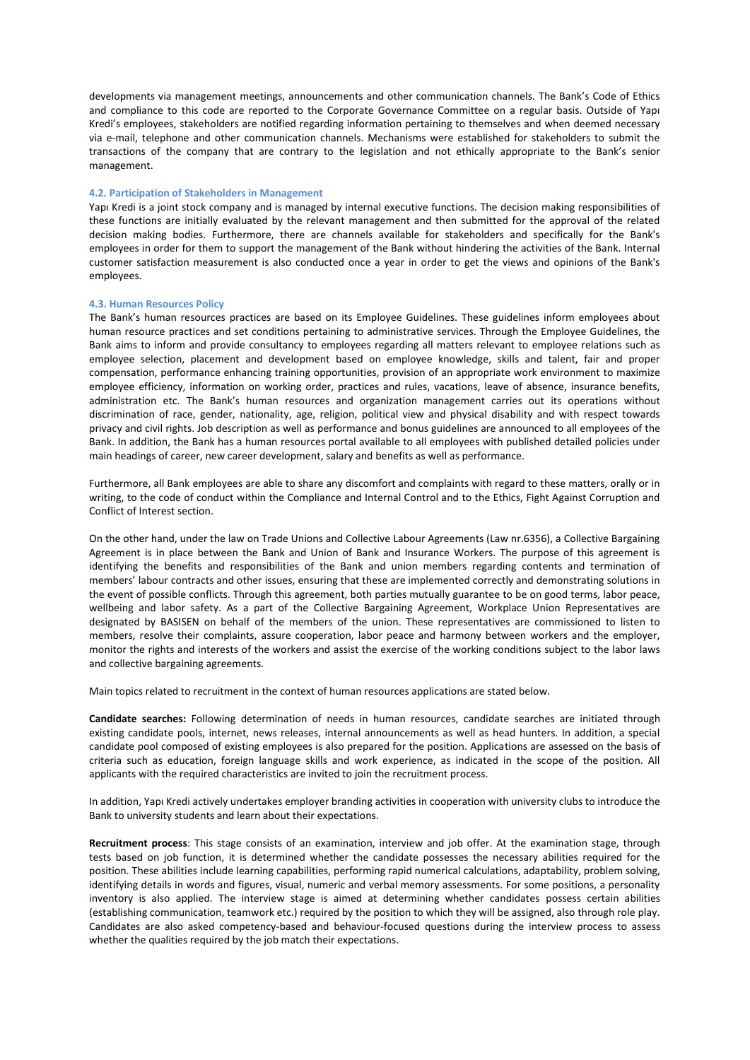developments via management meetings, announcements and other communication channels. The Bank's Code of Ethics and compliance to this code are reported to the Corporate Governance Committee on a regular basis. Outside of Yapı Kredi's employees, stakeholders are notified regarding information pertaining to themselves and when deemed necessary via e-mail, telephone and other communication channels. Mechanisms were established for stakeholders to submit the transactions of the company that are contrary to the legislation and not ethically appropriate to the Bank's senior management.

### 4.2. Participation of Stakeholders in Management

Yapı Kredi is a joint stock company and is managed by internal executive functions. The decision making responsibilities of these functions are initially evaluated by the relevant management and then submitted for the approval of the related decision making bodies. Furthermore, there are channels available for stakeholders and specifically for the Bank's employees in order for them to support the management of the Bank without hindering the activities of the Bank. Internal customer satisfaction measurement is also conducted once a year in order to get the views and opinions of the Bank's employees.

### 4.3. Human Resources Policy

The Bank's human resources practices are based on its Employee Guidelines. These guidelines inform employees about human resource practices and set conditions pertaining to administrative services. Through the Employee Guidelines, the Bank aims to inform and provide consultancy to employees regarding all matters relevant to employee relations such as employee selection, placement and development based on employee knowledge, skills and talent, fair and proper compensation, performance enhancing training opportunities, provision of an appropriate work environment to maximize employee efficiency, information on working order, practices and rules, vacations, leave of absence, insurance benefits, administration etc. The Bank's human resources and organization management carries out its operations without discrimination of race, gender, nationality, age, religion, political view and physical disability and with respect towards privacy and civil rights. Job description as well as performance and bonus guidelines are announced to all employees of the Bank. In addition, the Bank has a human resources portal available to all employees with published detailed policies under main headings of career, new career development, salary and benefits as well as performance.

Furthermore, all Bank employees are able to share any discomfort and complaints with regard to these matters, orally or in writing, to the code of conduct within the Compliance and Internal Control and to the Ethics, Fight Against Corruption and Conflict of Interest section.

On the other hand, under the law on Trade Unions and Collective Labour Agreements (Law nr.6356), a Collective Bargaining Agreement is in place between the Bank and Union of Bank and Insurance Workers. The purpose of this agreement is identifying the benefits and responsibilities of the Bank and union members regarding contents and termination of members' labour contracts and other issues, ensuring that these are implemented correctly and demonstrating solutions in the event of possible conflicts. Through this agreement, both parties mutually guarantee to be on good terms, labor peace, wellbeing and labor safety. As a part of the Collective Bargaining Agreement, Workplace Union Representatives are designated by BASISEN on behalf of the members of the union. These representatives are commissioned to listen to members, resolve their complaints, assure cooperation, labor peace and harmony between workers and the employer, monitor the rights and interests of the workers and assist the exercise of the working conditions subject to the labor laws and collective bargaining agreements.

Main topics related to recruitment in the context of human resources applications are stated below.

**Candidate searches:** Following determination of needs in human resources, candidate searches are initiated through existing candidate pools, internet, news releases, internal announcements as well as head hunters. In addition, a special candidate pool composed of existing employees is also prepared for the position. Applications are assessed on the basis of criteria such as education, foreign language skills and work experience, as indicated in the scope of the position. All applicants with the required characteristics are invited to join the recruitment process.

In addition, Yapı Kredi actively undertakes employer branding activities in cooperation with university clubs to introduce the Bank to university students and learn about their expectations.

**Recruitment process**: This stage consists of an examination, interview and job offer. At the examination stage, through tests based on job function, it is determined whether the candidate possesses the necessary abilities required for the position. These abilities include learning capabilities, performing rapid numerical calculations, adaptability, problem solving, identifying details in words and figures, visual, numeric and verbal memory assessments. For some positions, a personality inventory is also applied. The interview stage is aimed at determining whether candidates possess certain abilities (establishing communication, teamwork etc.) required by the position to which they will be assigned, also through role play. Candidates are also asked competency-based and behaviour-focused questions during the interview process to assess whether the qualities required by the job match their expectations.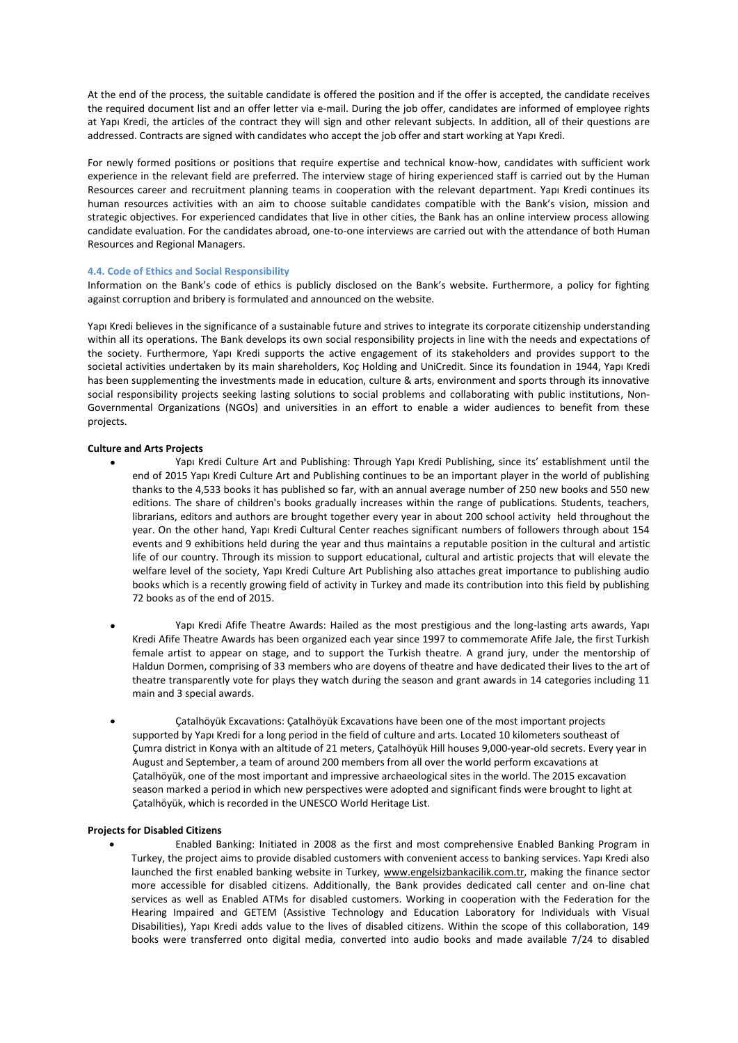At the end of the process, the suitable candidate is offered the position and if the offer is accepted, the candidate receives the required document list and an offer letter via e-mail. During the job offer, candidates are informed of employee rights at Yapı Kredi, the articles of the contract they will sign and other relevant subjects. In addition, all of their questions are addressed. Contracts are signed with candidates who accept the job offer and start working at Yapı Kredi.

For newly formed positions or positions that require expertise and technical know-how, candidates with sufficient work experience in the relevant field are preferred. The interview stage of hiring experienced staff is carried out by the Human Resources career and recruitment planning teams in cooperation with the relevant department. Yapı Kredi continues its human resources activities with an aim to choose suitable candidates compatible with the Bank's vision, mission and strategic objectives. For experienced candidates that live in other cities, the Bank has an online interview process allowing candidate evaluation. For the candidates abroad, one-to-one interviews are carried out with the attendance of both Human Resources and Regional Managers.

### 4.4. Code of Ethics and Social Responsibility

Information on the Bank's code of ethics is publicly disclosed on the Bank's website. Furthermore, a policy for fighting against corruption and bribery is formulated and announced on the website.

Yapı Kredi believes in the significance of a sustainable future and strives to integrate its corporate citizenship understanding within all its operations. The Bank develops its own social responsibility projects in line with the needs and expectations of the society. Furthermore, Yapı Kredi supports the active engagement of its stakeholders and provides support to the societal activities undertaken by its main shareholders, Koç Holding and UniCredit. Since its foundation in 1944, Yapı Kredi has been supplementing the investments made in education, culture & arts, environment and sports through its innovative social responsibility projects seeking lasting solutions to social problems and collaborating with public institutions, Non-Governmental Organizations (NGOs) and universities in an effort to enable a wider audiences to benefit from these projects.

**Culture and Arts Projects**

- Yapı Kredi Culture Art and Publishing: Through Yapı Kredi Publishing, since its' establishment until the end of 2015 Yapı Kredi Culture Art and Publishing continues to be an important player in the world of publishing thanks to the 4,533 books it has published so far, with an annual average number of 250 new books and 550 new editions. The share of children's books gradually increases within the range of publications. Students, teachers, librarians, editors and authors are brought together every year in about 200 school activity held throughout the year. On the other hand, Yapı Kredi Cultural Center reaches significant numbers of followers through about 154 events and 9 exhibitions held during the year and thus maintains a reputable position in the cultural and artistic life of our country. Through its mission to support educational, cultural and artistic projects that will elevate the welfare level of the society, Yapı Kredi Culture Art Publishing also attaches great importance to publishing audio books which is a recently growing field of activity in Turkey and made its contribution into this field by publishing 72 books as of the end of 2015.

- Yapı Kredi Afife Theatre Awards: Hailed as the most prestigious and the long-lasting arts awards, Yapı Kredi Afife Theatre Awards has been organized each year since 1997 to commemorate Afife Jale, the first Turkish female artist to appear on stage, and to support the Turkish theatre. A grand jury, under the mentorship of Haldun Dormen, comprising of 33 members who are doyens of theatre and have dedicated their lives to the art of theatre transparently vote for plays they watch during the season and grant awards in 14 categories including 11 main and 3 special awards.

- Çatalhöyük Excavations: Çatalhöyük Excavations have been one of the most important projects supported by Yapı Kredi for a long period in the field of culture and arts. Located 10 kilometers southeast of Çumra district in Konya with an altitude of 21 meters, Çatalhöyük Hill houses 9,000-year-old secrets. Every year in August and September, a team of around 200 members from all over the world perform excavations at Çatalhöyük, one of the most important and impressive archaeological sites in the world. The 2015 excavation season marked a period in which new perspectives were adopted and significant finds were brought to light at Çatalhöyük, which is recorded in the UNESCO World Heritage List.

**Projects for Disabled Citizens**

- Enabled Banking: Initiated in 2008 as the first and most comprehensive Enabled Banking Program in Turkey, the project aims to provide disabled customers with convenient access to banking services. Yapı Kredi also launched the first enabled banking website in Turkey, www.engelsizbankacilik.com.tr, making the finance sector more accessible for disabled citizens. Additionally, the Bank provides dedicated call center and on-line chat services as well as Enabled ATMs for disabled customers. Working in cooperation with the Federation for the Hearing Impaired and GETEM (Assistive Technology and Education Laboratory for Individuals with Visual Disabilities), Yapı Kredi adds value to the lives of disabled citizens. Within the scope of this collaboration, 149 books were transferred onto digital media, converted into audio books and made available 7/24 to disabled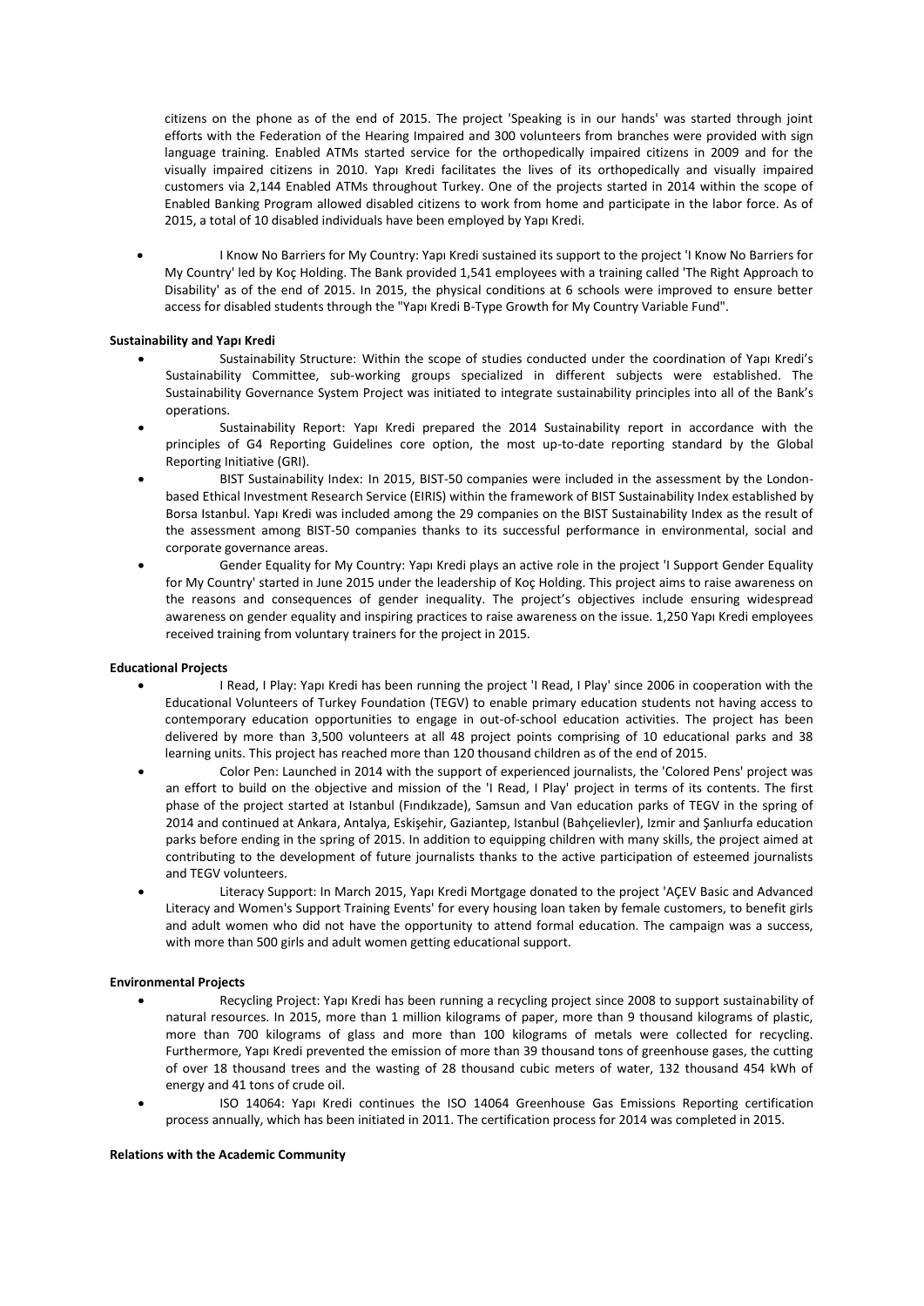citizens on the phone as of the end of 2015. The project 'Speaking is in our hands' was started through joint efforts with the Federation of the Hearing Impaired and 300 volunteers from branches were provided with sign language training. Enabled ATMs started service for the orthopedically impaired citizens in 2009 and for the visually impaired citizens in 2010. Yapı Kredi facilitates the lives of its orthopedically and visually impaired customers via 2,144 Enabled ATMs throughout Turkey. One of the projects started in 2014 within the scope of Enabled Banking Program allowed disabled citizens to work from home and participate in the labor force. As of 2015, a total of 10 disabled individuals have been employed by Yapı Kredi.

- I Know No Barriers for My Country: Yapı Kredi sustained its support to the project 'I Know No Barriers for My Country' led by Koç Holding. The Bank provided 1,541 employees with a training called 'The Right Approach to Disability' as of the end of 2015. In 2015, the physical conditions at 6 schools were improved to ensure better access for disabled students through the "Yapı Kredi B-Type Growth for My Country Variable Fund".

**Sustainability and Yapı Kredi**

- Sustainability Structure: Within the scope of studies conducted under the coordination of Yapı Kredi's Sustainability Committee, sub-working groups specialized in different subjects were established. The Sustainability Governance System Project was initiated to integrate sustainability principles into all of the Bank's operations.
- Sustainability Report: Yapı Kredi prepared the 2014 Sustainability report in accordance with the principles of G4 Reporting Guidelines core option, the most up-to-date reporting standard by the Global Reporting Initiative (GRI).
- BIST Sustainability Index: In 2015, BIST-50 companies were included in the assessment by the London-based Ethical Investment Research Service (EIRIS) within the framework of BIST Sustainability Index established by Borsa Istanbul. Yapı Kredi was included among the 29 companies on the BIST Sustainability Index as the result of the assessment among BIST-50 companies thanks to its successful performance in environmental, social and corporate governance areas.
- Gender Equality for My Country: Yapı Kredi plays an active role in the project 'I Support Gender Equality for My Country' started in June 2015 under the leadership of Koç Holding. This project aims to raise awareness on the reasons and consequences of gender inequality. The project's objectives include ensuring widespread awareness on gender equality and inspiring practices to raise awareness on the issue. 1,250 Yapı Kredi employees received training from voluntary trainers for the project in 2015.

**Educational Projects**

- I Read, I Play: Yapı Kredi has been running the project 'I Read, I Play' since 2006 in cooperation with the Educational Volunteers of Turkey Foundation (TEGV) to enable primary education students not having access to contemporary education opportunities to engage in out-of-school education activities. The project has been delivered by more than 3,500 volunteers at all 48 project points comprising of 10 educational parks and 38 learning units. This project has reached more than 120 thousand children as of the end of 2015.
- Color Pen: Launched in 2014 with the support of experienced journalists, the 'Colored Pens' project was an effort to build on the objective and mission of the 'I Read, I Play' project in terms of its contents. The first phase of the project started at Istanbul (Fındıkzade), Samsun and Van education parks of TEGV in the spring of 2014 and continued at Ankara, Antalya, Eskişehir, Gaziantep, Istanbul (Bahçelievler), Izmir and Şanlıurfa education parks before ending in the spring of 2015. In addition to equipping children with many skills, the project aimed at contributing to the development of future journalists thanks to the active participation of esteemed journalists and TEGV volunteers.
- Literacy Support: In March 2015, Yapı Kredi Mortgage donated to the project 'AÇEV Basic and Advanced Literacy and Women's Support Training Events' for every housing loan taken by female customers, to benefit girls and adult women who did not have the opportunity to attend formal education. The campaign was a success, with more than 500 girls and adult women getting educational support.

**Environmental Projects**

- Recycling Project: Yapı Kredi has been running a recycling project since 2008 to support sustainability of natural resources. In 2015, more than 1 million kilograms of paper, more than 9 thousand kilograms of plastic, more than 700 kilograms of glass and more than 100 kilograms of metals were collected for recycling. Furthermore, Yapı Kredi prevented the emission of more than 39 thousand tons of greenhouse gases, the cutting of over 18 thousand trees and the wasting of 28 thousand cubic meters of water, 132 thousand 454 kWh of energy and 41 tons of crude oil.
- ISO 14064: Yapı Kredi continues the ISO 14064 Greenhouse Gas Emissions Reporting certification process annually, which has been initiated in 2011. The certification process for 2014 was completed in 2015.

**Relations with the Academic Community**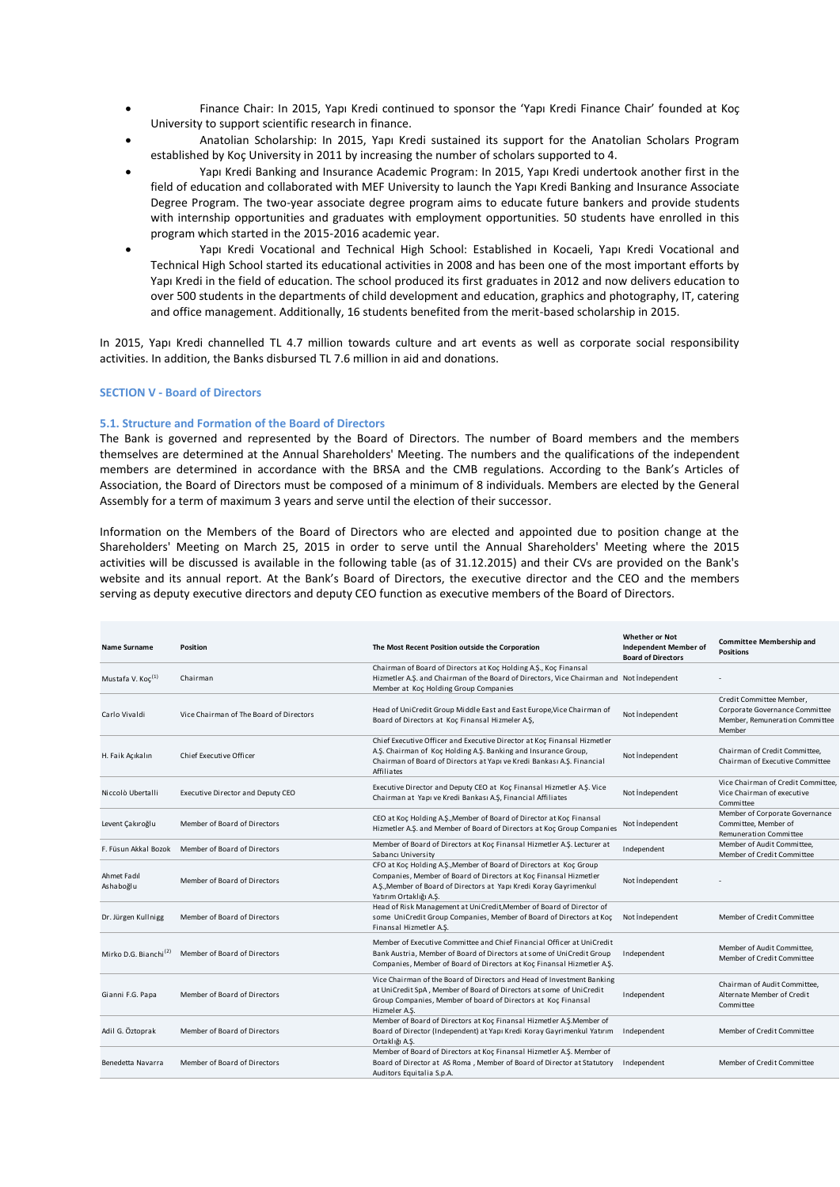- Finance Chair: In 2015, Yapı Kredi continued to sponsor the 'Yapı Kredi Finance Chair' founded at Koç University to support scientific research in finance.
- Anatolian Scholarship: In 2015, Yapı Kredi sustained its support for the Anatolian Scholars Program established by Koç University in 2011 by increasing the number of scholars supported to 4.
- Yapı Kredi Banking and Insurance Academic Program: In 2015, Yapı Kredi undertook another first in the field of education and collaborated with MEF University to launch the Yapı Kredi Banking and Insurance Associate Degree Program. The two-year associate degree program aims to educate future bankers and provide students with internship opportunities and graduates with employment opportunities. 50 students have enrolled in this program which started in the 2015-2016 academic year.
- Yapı Kredi Vocational and Technical High School: Established in Kocaeli, Yapı Kredi Vocational and Technical High School started its educational activities in 2008 and has been one of the most important efforts by Yapı Kredi in the field of education. The school produced its first graduates in 2012 and now delivers education to over 500 students in the departments of child development and education, graphics and photography, IT, catering and office management. Additionally, 16 students benefited from the merit-based scholarship in 2015.

In 2015, Yapı Kredi channelled TL 4.7 million towards culture and art events as well as corporate social responsibility activities. In addition, the Banks disbursed TL 7.6 million in aid and donations.

## SECTION V - Board of Directors

### 5.1. Structure and Formation of the Board of Directors

The Bank is governed and represented by the Board of Directors. The number of Board members and the members themselves are determined at the Annual Shareholders' Meeting. The numbers and the qualifications of the independent members are determined in accordance with the BRSA and the CMB regulations. According to the Bank's Articles of Association, the Board of Directors must be composed of a minimum of 8 individuals. Members are elected by the General Assembly for a term of maximum 3 years and serve until the election of their successor.

Information on the Members of the Board of Directors who are elected and appointed due to position change at the Shareholders' Meeting on March 25, 2015 in order to serve until the Annual Shareholders' Meeting where the 2015 activities will be discussed is available in the following table (as of 31.12.2015) and their CVs are provided on the Bank's website and its annual report. At the Bank's Board of Directors, the executive director and the CEO and the members serving as deputy executive directors and deputy CEO function as executive members of the Board of Directors.

| Name Surname | Position | The Most Recent Position outside the Corporation | Whether or Not Independent Member of Board of Directors | Committee Membership and Positions |
|---|---|---|---|---|
| Mustafa V. Koç[1] | Chairman | Chairman of Board of Directors at Koç Holding A.Ş., Koç Finansal Hizmetler A.Ş. and Chairman of the Board of Directors, Vice Chairman and Member at Koç Holding Group Companies | Not İndependent | - |
| Carlo Vivaldi | Vice Chairman of The Board of Directors | Head of UniCredit Group Middle East and East Europe,Vice Chairman of Board of Directors at Koç Finansal Hizmeler A.Ş, | Not İndependent | Credit Committee Member, Corporate Governance Committee Member, Remuneration Committee Member |
| H. Faik Açıkalın | Chief Executive Officer | Chief Executive Officer and Executive Director at Koç Finansal Hizmetler A.Ş. Chairman of Koç Holding A.Ş. Banking and Insurance Group, Chairman of Board of Directors at Yapı ve Kredi Bankası A.Ş. Financial Affiliates | Not İndependent | Chairman of Credit Committee, Chairman of Executive Committee |
| Niccolò Ubertalli | Executive Director and Deputy CEO | Executive Director and Deputy CEO at Koç Finansal Hizmetler A.Ş. Vice Chairman at Yapı ve Kredi Bankası A.Ş, Financial Affiliates | Not İndependent | Vice Chairman of Credit Committee, Vice Chairman of executive Committee |
| Levent Çakıroğlu | Member of Board of Directors | CEO at Koç Holding A.Ş.,Member of Board of Director at Koç Finansal Hizmetler A.Ş. and Member of Board of Directors at Koç Group Companies | Not İndependent | Member of Corporate Governance Committee, Member of Remuneration Committee |
| F. Füsun Akkal Bozok | Member of Board of Directors | Member of Board of Directors at Koç Finansal Hizmetler A.Ş. Lecturer at Sabancı University | Independent | Member of Audit Committee, Member of Credit Committee |
| Ahmet Fadıl Ashaboğlu | Member of Board of Directors | CFO at Koç Holding A.Ş.,Member of Board of Directors at Koç Group Companies, Member of Board of Directors at Koç Finansal Hizmetler A.Ş.,Member of Board of Directors at Yapı Kredi Koray Gayrimenkul Yatırım Ortaklığı A.Ş. | Not İndependent | - |
| Dr. Jürgen Kullnigg | Member of Board of Directors | Head of Risk Management at UniCredit,Member of Board of Director of some UniCredit Group Companies, Member of Board of Directors at Koç Finansal Hizmetler A.Ş. | Not İndependent | Member of Credit Committee |
| Mirko D.G. Bianchi[2] | Member of Board of Directors | Member of Executive Committee and Chief Financial Officer at UniCredit Bank Austria, Member of Board of Directors at some of UniCredit Group Companies, Member of Board of Directors at Koç Finansal Hizmetler A.Ş. | Independent | Member of Audit Committee, Member of Credit Committee |
| Gianni F.G. Papa | Member of Board of Directors | Vice Chairman of the Board of Directors and Head of Investment Banking at UniCredit SpA , Member of Board of Directors at some of UniCredit Group Companies, Member of board of Directors at Koç Finansal Hizmeler A.Ş. | Independent | Chairman of Audit Committee, Alternate Member of Credit Committee |
| Adil G. Öztoprak | Member of Board of Directors | Member of Board of Directors at Koç Finansal Hizmetler A.Ş.Member of Board of Director (Independent) at Yapı Kredi Koray Gayrimenkul Yatırım Ortaklığı A.Ş. | Independent | Member of Credit Committee |
| Benedetta Navarra | Member of Board of Directors | Member of Board of Directors at Koç Finansal Hizmetler A.Ş. Member of Board of Director at AS Roma , Member of Board of Director at Statutory Auditors Equitalia S.p.A. | Independent | Member of Credit Committee |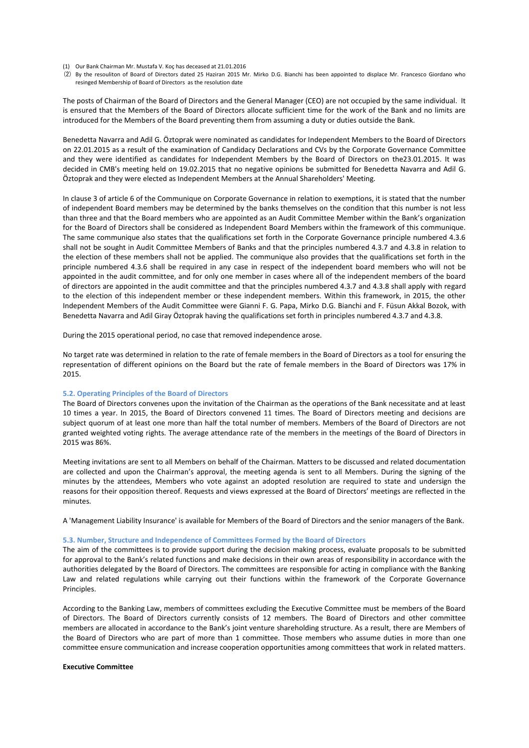(1) Our Bank Chairman Mr. Mustafa V. Koç has deceased at 21.01.2016
(2) By the resouliton of Board of Directors dated 25 Haziran 2015 Mr. Mirko D.G. Bianchi has been appointed to displace Mr. Francesco Giordano who resinged Membership of Board of Directors as the resolution date

The posts of Chairman of the Board of Directors and the General Manager (CEO) are not occupied by the same individual. It is ensured that the Members of the Board of Directors allocate sufficient time for the work of the Bank and no limits are introduced for the Members of the Board preventing them from assuming a duty or duties outside the Bank.

Benedetta Navarra and Adil G. Öztoprak were nominated as candidates for Independent Members to the Board of Directors on 22.01.2015 as a result of the examination of Candidacy Declarations and CVs by the Corporate Governance Committee and they were identified as candidates for Independent Members by the Board of Directors on the23.01.2015. It was decided in CMB's meeting held on 19.02.2015 that no negative opinions be submitted for Benedetta Navarra and Adil G. Öztoprak and they were elected as Independent Members at the Annual Shareholders' Meeting.

In clause 3 of article 6 of the Communique on Corporate Governance in relation to exemptions, it is stated that the number of independent Board members may be determined by the banks themselves on the condition that this number is not less than three and that the Board members who are appointed as an Audit Committee Member within the Bank's organization for the Board of Directors shall be considered as Independent Board Members within the framework of this communique. The same communique also states that the qualifications set forth in the Corporate Governance principle numbered 4.3.6 shall not be sought in Audit Committee Members of Banks and that the principles numbered 4.3.7 and 4.3.8 in relation to the election of these members shall not be applied. The communique also provides that the qualifications set forth in the principle numbered 4.3.6 shall be required in any case in respect of the independent board members who will not be appointed in the audit committee, and for only one member in cases where all of the independent members of the board of directors are appointed in the audit committee and that the principles numbered 4.3.7 and 4.3.8 shall apply with regard to the election of this independent member or these independent members. Within this framework, in 2015, the other Independent Members of the Audit Committee were Gianni F. G. Papa, Mirko D.G. Bianchi and F. Füsun Akkal Bozok, with Benedetta Navarra and Adil Giray Öztoprak having the qualifications set forth in principles numbered 4.3.7 and 4.3.8.

During the 2015 operational period, no case that removed independence arose.

No target rate was determined in relation to the rate of female members in the Board of Directors as a tool for ensuring the representation of different opinions on the Board but the rate of female members in the Board of Directors was 17% in 2015.

### 5.2. Operating Principles of the Board of Directors

The Board of Directors convenes upon the invitation of the Chairman as the operations of the Bank necessitate and at least 10 times a year. In 2015, the Board of Directors convened 11 times. The Board of Directors meeting and decisions are subject quorum of at least one more than half the total number of members. Members of the Board of Directors are not granted weighted voting rights. The average attendance rate of the members in the meetings of the Board of Directors in 2015 was 86%.

Meeting invitations are sent to all Members on behalf of the Chairman. Matters to be discussed and related documentation are collected and upon the Chairman's approval, the meeting agenda is sent to all Members. During the signing of the minutes by the attendees, Members who vote against an adopted resolution are required to state and undersign the reasons for their opposition thereof. Requests and views expressed at the Board of Directors' meetings are reflected in the minutes.

A 'Management Liability Insurance' is available for Members of the Board of Directors and the senior managers of the Bank.

### 5.3. Number, Structure and Independence of Committees Formed by the Board of Directors

The aim of the committees is to provide support during the decision making process, evaluate proposals to be submitted for approval to the Bank's related functions and make decisions in their own areas of responsibility in accordance with the authorities delegated by the Board of Directors. The committees are responsible for acting in compliance with the Banking Law and related regulations while carrying out their functions within the framework of the Corporate Governance Principles.

According to the Banking Law, members of committees excluding the Executive Committee must be members of the Board of Directors. The Board of Directors currently consists of 12 members. The Board of Directors and other committee members are allocated in accordance to the Bank's joint venture shareholding structure. As a result, there are Members of the Board of Directors who are part of more than 1 committee. Those members who assume duties in more than one committee ensure communication and increase cooperation opportunities among committees that work in related matters.

**Executive Committee**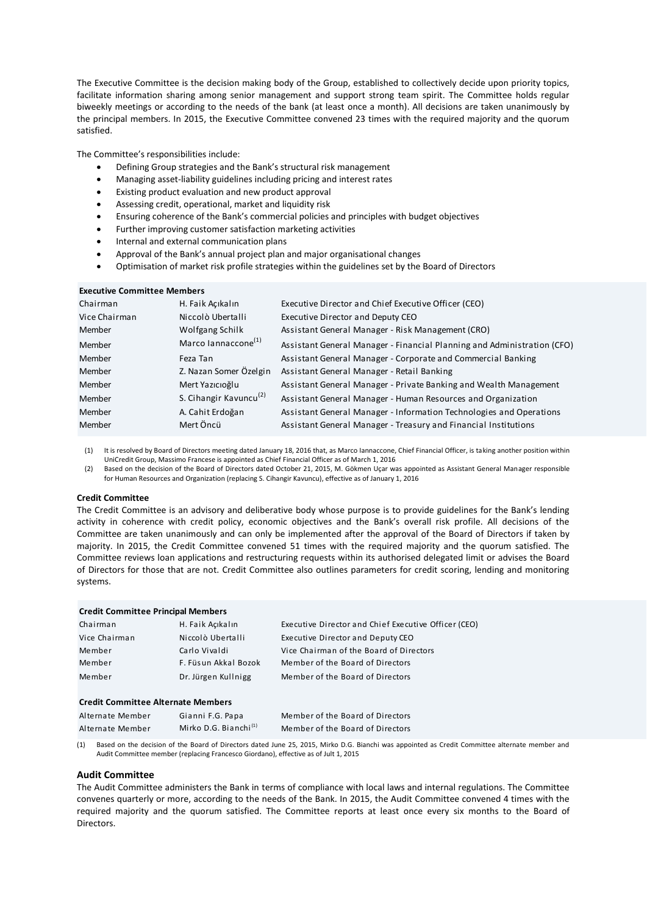The Executive Committee is the decision making body of the Group, established to collectively decide upon priority topics, facilitate information sharing among senior management and support strong team spirit. The Committee holds regular biweekly meetings or according to the needs of the bank (at least once a month). All decisions are taken unanimously by the principal members. In 2015, the Executive Committee convened 23 times with the required majority and the quorum satisfied.

The Committee's responsibilities include:

- Defining Group strategies and the Bank's structural risk management
- Managing asset-liability guidelines including pricing and interest rates
- Existing product evaluation and new product approval
- Assessing credit, operational, market and liquidity risk
- Ensuring coherence of the Bank's commercial policies and principles with budget objectives
- Further improving customer satisfaction marketing activities
- Internal and external communication plans
- Approval of the Bank's annual project plan and major organisational changes
- Optimisation of market risk profile strategies within the guidelines set by the Board of Directors

**Executive Committee Members**

| | | |
|---|---|---|
| Chairman | H. Faik Açıkalın | Executive Director and Chief Executive Officer (CEO) |
| Vice Chairman | Niccolò Ubertalli | Executive Director and Deputy CEO |
| Member | Wolfgang Schilk | Assistant General Manager - Risk Management (CRO) |
| Member | Marco Iannaccone[1] | Assistant General Manager - Financial Planning and Administration (CFO) |
| Member | Feza Tan | Assistant General Manager - Corporate and Commercial Banking |
| Member | Z. Nazan Somer Özelgin | Assistant General Manager - Retail Banking |
| Member | Mert Yazıcıoğlu | Assistant General Manager - Private Banking and Wealth Management |
| Member | S. Cihangir Kavuncu[2] | Assistant General Manager - Human Resources and Organization |
| Member | A. Cahit Erdoğan | Assistant General Manager - Information Technologies and Operations |
| Member | Mert Öncü | Assistant General Manager - Treasury and Financial Institutions |

(1) It is resolved by Board of Directors meeting dated January 18, 2016 that, as Marco Iannaccone, Chief Financial Officer, is taking another position within UniCredit Group, Massimo Francese is appointed as Chief Financial Officer as of March 1, 2016

(2) Based on the decision of the Board of Directors dated October 21, 2015, M. Gökmen Uçar was appointed as Assistant General Manager responsible for Human Resources and Organization (replacing S. Cihangir Kavuncu), effective as of January 1, 2016

**Credit Committee**

The Credit Committee is an advisory and deliberative body whose purpose is to provide guidelines for the Bank's lending activity in coherence with credit policy, economic objectives and the Bank's overall risk profile. All decisions of the Committee are taken unanimously and can only be implemented after the approval of the Board of Directors if taken by majority. In 2015, the Credit Committee convened 51 times with the required majority and the quorum satisfied. The Committee reviews loan applications and restructuring requests within its authorised delegated limit or advises the Board of Directors for those that are not. Credit Committee also outlines parameters for credit scoring, lending and monitoring systems.

**Credit Committee Principal Members**

| | | |
|---|---|---|
| Chairman | H. Faik Açıkalın | Executive Director and Chief Executive Officer (CEO) |
| Vice Chairman | Niccolò Ubertalli | Executive Director and Deputy CEO |
| Member | Carlo Vivaldi | Vice Chairman of the Board of Directors |
| Member | F. Füsun Akkal Bozok | Member of the Board of Directors |
| Member | Dr. Jürgen Kullnigg | Member of the Board of Directors |

**Credit Committee Alternate Members**

| | | |
|---|---|---|
| Alternate Member | Gianni F.G. Papa | Member of the Board of Directors |
| Alternate Member | Mirko D.G. Bianchi[1] | Member of the Board of Directors |

(1) Based on the decision of the Board of Directors dated June 25, 2015, Mirko D.G. Bianchi was appointed as Credit Committee alternate member and Audit Committee member (replacing Francesco Giordano), effective as of Jult 1, 2015

## Audit Committee

The Audit Committee administers the Bank in terms of compliance with local laws and internal regulations. The Committee convenes quarterly or more, according to the needs of the Bank. In 2015, the Audit Committee convened 4 times with the required majority and the quorum satisfied. The Committee reports at least once every six months to the Board of Directors.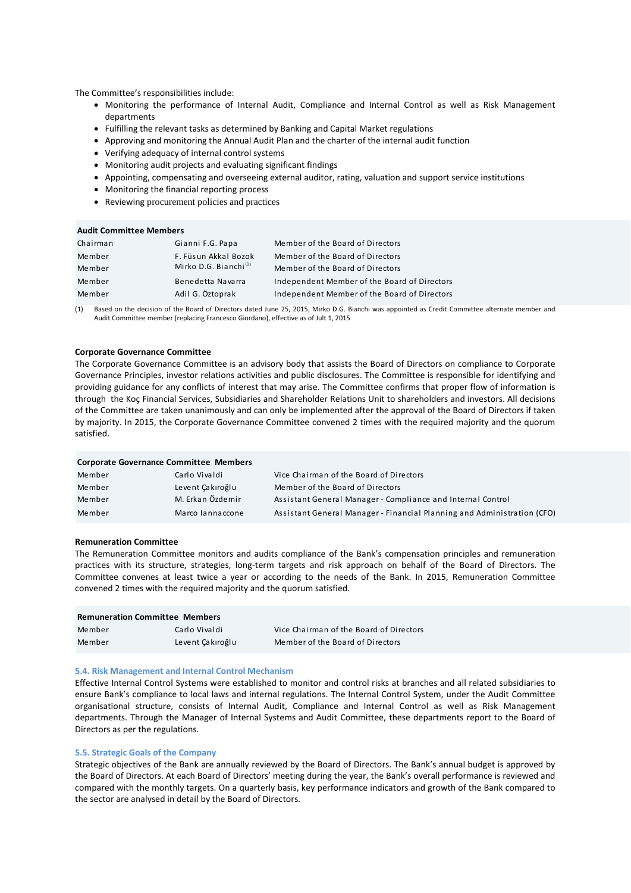The Committee's responsibilities include:

- Monitoring the performance of Internal Audit, Compliance and Internal Control as well as Risk Management departments
- Fulfilling the relevant tasks as determined by Banking and Capital Market regulations
- Approving and monitoring the Annual Audit Plan and the charter of the internal audit function
- Verifying adequacy of internal control systems
- Monitoring audit projects and evaluating significant findings
- Appointing, compensating and overseeing external auditor, rating, valuation and support service institutions
- Monitoring the financial reporting process
- Reviewing procurement policies and practices

| **Audit Committee Members** | | |
|---|---|---|
| Chairman | Gianni F.G. Papa | Member of the Board of Directors |
| Member | F. Füsun Akkal Bozok | Member of the Board of Directors |
| Member | Mirko D.G. Bianchi[1] | Member of the Board of Directors |
| Member | Benedetta Navarra | Independent Member of the Board of Directors |
| Member | Adil G. Öztoprak | Independent Member of the Board of Directors |

(1) Based on the decision of the Board of Directors dated June 25, 2015, Mirko D.G. Bianchi was appointed as Credit Committee alternate member and Audit Committee member (replacing Francesco Giordano), effective as of Jult 1, 2015

**Corporate Governance Committee**

The Corporate Governance Committee is an advisory body that assists the Board of Directors on compliance to Corporate Governance Principles, investor relations activities and public disclosures. The Committee is responsible for identifying and providing guidance for any conflicts of interest that may arise. The Committee confirms that proper flow of information is through the Koç Financial Services, Subsidiaries and Shareholder Relations Unit to shareholders and investors. All decisions of the Committee are taken unanimously and can only be implemented after the approval of the Board of Directors if taken by majority. In 2015, the Corporate Governance Committee convened 2 times with the required majority and the quorum satisfied.

| **Corporate Governance Committee Members** | | |
|---|---|---|
| Member | Carlo Vivaldi | Vice Chairman of the Board of Directors |
| Member | Levent Çakıroğlu | Member of the Board of Directors |
| Member | M. Erkan Özdemir | Assistant General Manager - Compliance and Internal Control |
| Member | Marco Iannaccone | Assistant General Manager - Financial Planning and Administration (CFO) |

**Remuneration Committee**

The Remuneration Committee monitors and audits compliance of the Bank's compensation principles and remuneration practices with its structure, strategies, long-term targets and risk approach on behalf of the Board of Directors. The Committee convenes at least twice a year or according to the needs of the Bank. In 2015, Remuneration Committee convened 2 times with the required majority and the quorum satisfied.

| **Remuneration Committee Members** | | |
|---|---|---|
| Member | Carlo Vivaldi | Vice Chairman of the Board of Directors |
| Member | Levent Çakıroğlu | Member of the Board of Directors |

### 5.4. Risk Management and Internal Control Mechanism

Effective Internal Control Systems were established to monitor and control risks at branches and all related subsidiaries to ensure Bank's compliance to local laws and internal regulations. The Internal Control System, under the Audit Committee organisational structure, consists of Internal Audit, Compliance and Internal Control as well as Risk Management departments. Through the Manager of Internal Systems and Audit Committee, these departments report to the Board of Directors as per the regulations.

### 5.5. Strategic Goals of the Company

Strategic objectives of the Bank are annually reviewed by the Board of Directors. The Bank's annual budget is approved by the Board of Directors. At each Board of Directors' meeting during the year, the Bank's overall performance is reviewed and compared with the monthly targets. On a quarterly basis, key performance indicators and growth of the Bank compared to the sector are analysed in detail by the Board of Directors.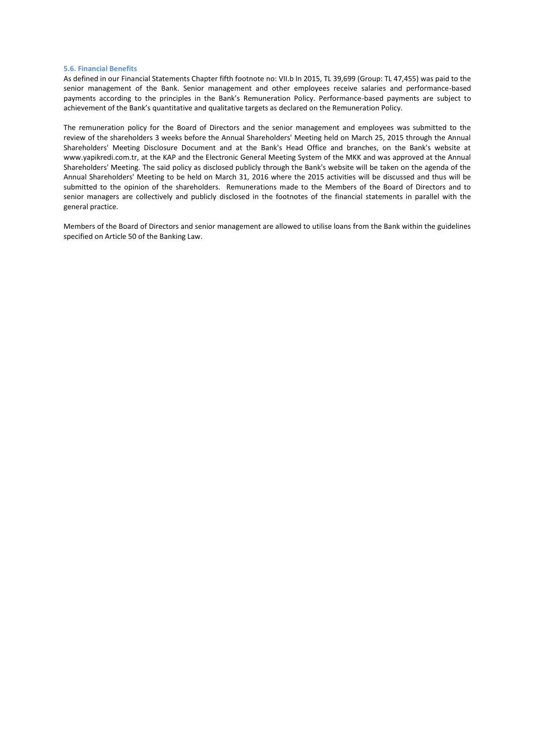### 5.6. Financial Benefits

As defined in our Financial Statements Chapter fifth footnote no: VII.b In 2015, TL 39,699 (Group: TL 47,455) was paid to the senior management of the Bank. Senior management and other employees receive salaries and performance-based payments according to the principles in the Bank's Remuneration Policy. Performance-based payments are subject to achievement of the Bank's quantitative and qualitative targets as declared on the Remuneration Policy.

The remuneration policy for the Board of Directors and the senior management and employees was submitted to the review of the shareholders 3 weeks before the Annual Shareholders' Meeting held on March 25, 2015 through the Annual Shareholders' Meeting Disclosure Document and at the Bank's Head Office and branches, on the Bank's website at www.yapikredi.com.tr, at the KAP and the Electronic General Meeting System of the MKK and was approved at the Annual Shareholders' Meeting. The said policy as disclosed publicly through the Bank's website will be taken on the agenda of the Annual Shareholders' Meeting to be held on March 31, 2016 where the 2015 activities will be discussed and thus will be submitted to the opinion of the shareholders. Remunerations made to the Members of the Board of Directors and to senior managers are collectively and publicly disclosed in the footnotes of the financial statements in parallel with the general practice.

Members of the Board of Directors and senior management are allowed to utilise loans from the Bank within the guidelines specified on Article 50 of the Banking Law.